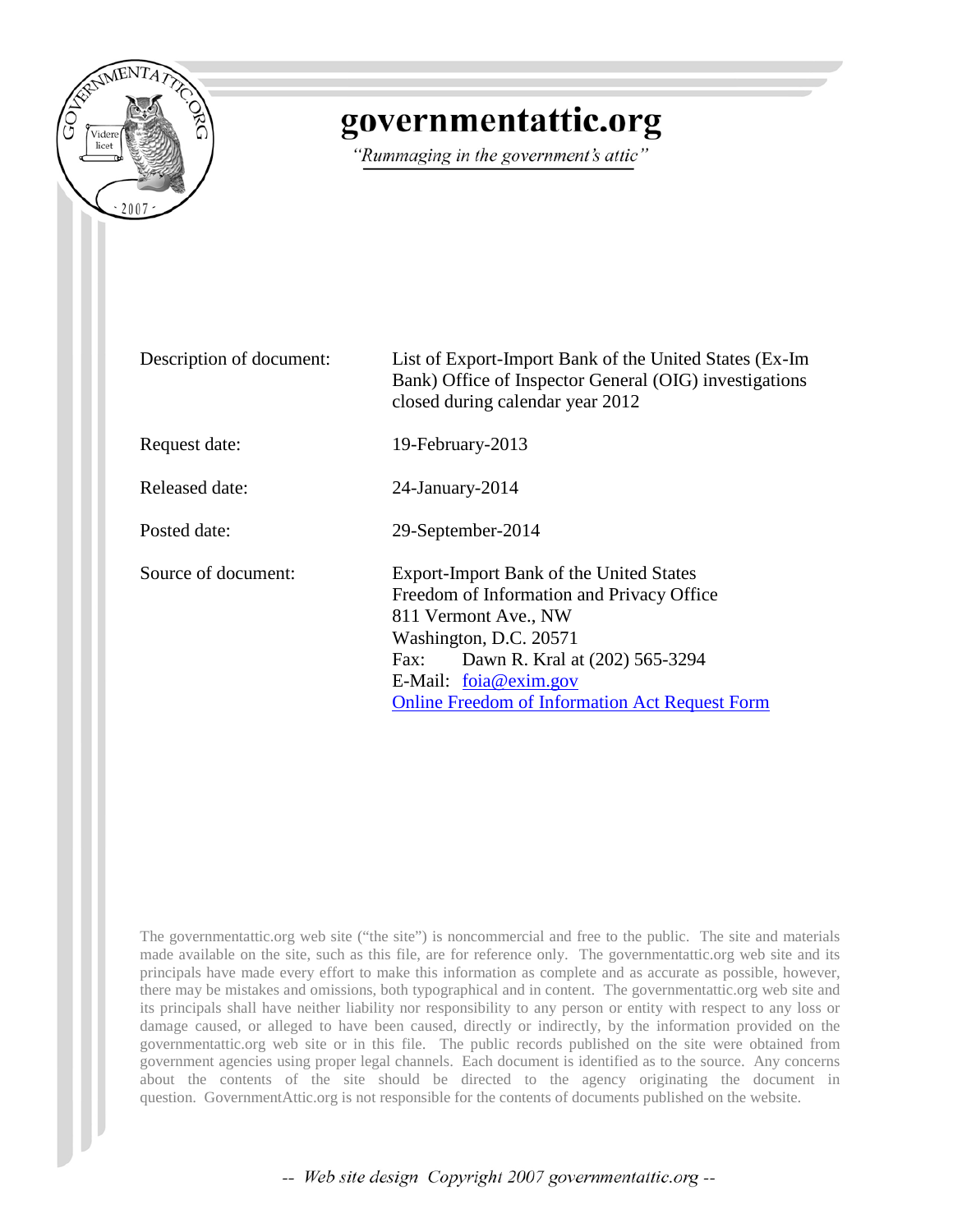# governmentattic.org

*"Rummaging in the government's attic"*

| | |
|---|---|
| Description of document: | List of Export-Import Bank of the United States (Ex-Im Bank) Office of Inspector General (OIG) investigations closed during calendar year 2012 |
| Request date: | 19-February-2013 |
| Released date: | 24-January-2014 |
| Posted date: | 29-September-2014 |
| Source of document: | Export-Import Bank of the United States<br>Freedom of Information and Privacy Office<br>811 Vermont Ave., NW<br>Washington, D.C. 20571<br>Fax: Dawn R. Kral at (202) 565-3294<br>E-Mail: foia@exim.gov<br>Online Freedom of Information Act Request Form |

The governmentattic.org web site ("the site") is noncommercial and free to the public. The site and materials made available on the site, such as this file, are for reference only. The governmentattic.org web site and its principals have made every effort to make this information as complete and as accurate as possible, however, there may be mistakes and omissions, both typographical and in content. The governmentattic.org web site and its principals shall have neither liability nor responsibility to any person or entity with respect to any loss or damage caused, or alleged to have been caused, directly or indirectly, by the information provided on the governmentattic.org web site or in this file. The public records published on the site were obtained from government agencies using proper legal channels. Each document is identified as to the source. Any concerns about the contents of the site should be directed to the agency originating the document in question. GovernmentAttic.org is not responsible for the contents of documents published on the website.

*-- Web site design Copyright 2007 governmentattic.org --*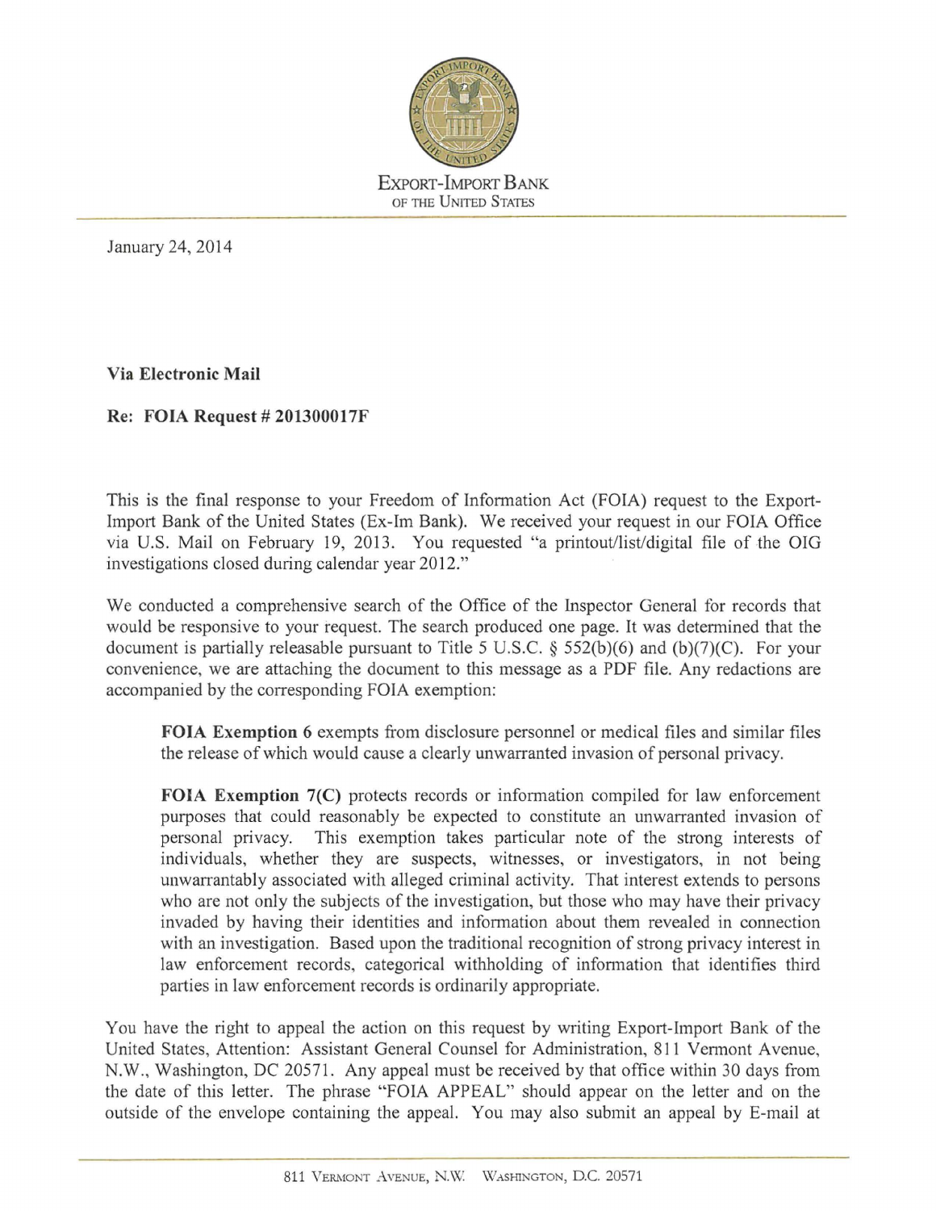EXPORT-IMPORT BANK OF THE UNITED STATES

January 24, 2014

**Via Electronic Mail**

**Re: FOIA Request # 201300017F**

This is the final response to your Freedom of Information Act (FOIA) request to the Export-Import Bank of the United States (Ex-Im Bank). We received your request in our FOIA Office via U.S. Mail on February 19, 2013. You requested "a printout/list/digital file of the OIG investigations closed during calendar year 2012."

We conducted a comprehensive search of the Office of the Inspector General for records that would be responsive to your request. The search produced one page. It was determined that the document is partially releasable pursuant to Title 5 U.S.C. § 552(b)(6) and (b)(7)(C). For your convenience, we are attaching the document to this message as a PDF file. Any redactions are accompanied by the corresponding FOIA exemption:

> **FOIA Exemption 6** exempts from disclosure personnel or medical files and similar files the release of which would cause a clearly unwarranted invasion of personal privacy.
>
> **FOIA Exemption 7(C)** protects records or information compiled for law enforcement purposes that could reasonably be expected to constitute an unwarranted invasion of personal privacy. This exemption takes particular note of the strong interests of individuals, whether they are suspects, witnesses, or investigators, in not being unwarrantably associated with alleged criminal activity. That interest extends to persons who are not only the subjects of the investigation, but those who may have their privacy invaded by having their identities and information about them revealed in connection with an investigation. Based upon the traditional recognition of strong privacy interest in law enforcement records, categorical withholding of information that identifies third parties in law enforcement records is ordinarily appropriate.

You have the right to appeal the action on this request by writing Export-Import Bank of the United States, Attention: Assistant General Counsel for Administration, 811 Vermont Avenue, N.W., Washington, DC 20571. Any appeal must be received by that office within 30 days from the date of this letter. The phrase "FOIA APPEAL" should appear on the letter and on the outside of the envelope containing the appeal. You may also submit an appeal by E-mail at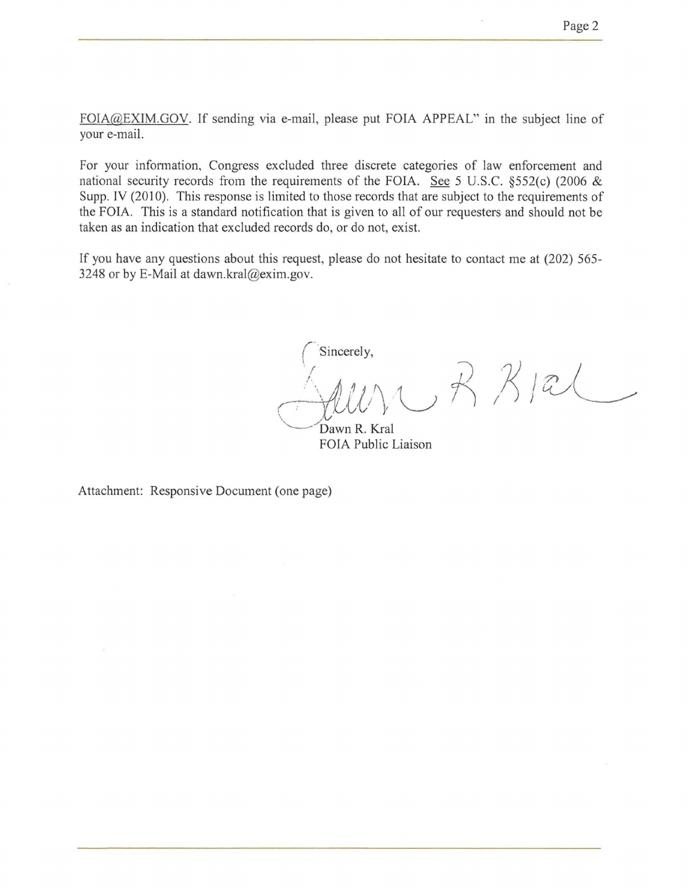FOIA@EXIM.GOV. If sending via e-mail, please put FOIA APPEAL" in the subject line of your e-mail.

For your information, Congress excluded three discrete categories of law enforcement and national security records from the requirements of the FOIA. See 5 U.S.C. §552(c) (2006 & Supp. IV (2010). This response is limited to those records that are subject to the requirements of the FOIA. This is a standard notification that is given to all of our requesters and should not be taken as an indication that excluded records do, or do not, exist.

If you have any questions about this request, please do not hesitate to contact me at (202) 565-3248 or by E-Mail at dawn.kral@exim.gov.

Sincerely,

Dawn R. Kral
FOIA Public Liaison

Attachment: Responsive Document (one page)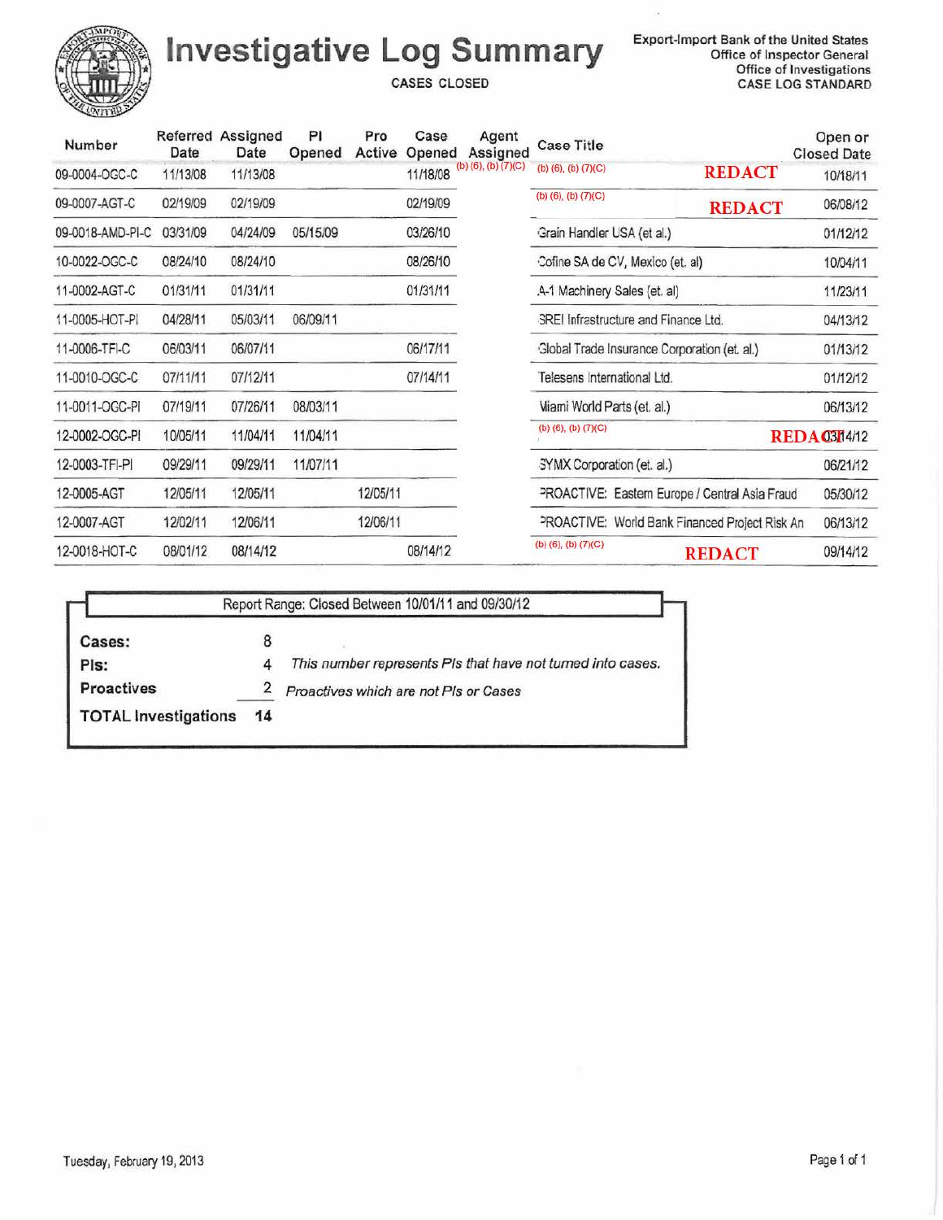# Investigative Log Summary

CASES CLOSED

Export-Import Bank of the United States
Office of Inspector General
Office of Investigations
CASE LOG STANDARD

| Number | Referred Date | Assigned Date | PI Opened | Pro Active | Case Opened | Agent Assigned | Case Title | Open or Closed Date |
|---|---|---|---|---|---|---|---|---|
| 09-0004-OGC-C | 11/13/08 | 11/13/08 | | | 11/18/08 | (b) (6), (b) (7)(C) | (b) (6), (b) (7)(C) REDACT | 10/18/11 |
| 09-0007-AGT-C | 02/19/09 | 02/19/09 | | | 02/19/09 | | (b) (6), (b) (7)(C) REDACT | 06/08/12 |
| 09-0018-AMD-PI-C | 03/31/09 | 04/24/09 | 05/15/09 | | 03/26/10 | | Grain Handler USA (et al.) | 01/12/12 |
| 10-0022-OGC-C | 08/24/10 | 08/24/10 | | | 08/26/10 | | Cofine SA de CV, Mexico (et. al) | 10/04/11 |
| 11-0002-AGT-C | 01/31/11 | 01/31/11 | | | 01/31/11 | | A-1 Machinery Sales (et. al) | 11/23/11 |
| 11-0005-HOT-PI | 04/28/11 | 05/03/11 | 06/09/11 | | | | SREI Infrastructure and Finance Ltd. | 04/13/12 |
| 11-0006-TFI-C | 06/03/11 | 06/07/11 | | | 06/17/11 | | Global Trade Insurance Corporation (et. al.) | 01/13/12 |
| 11-0010-OGC-C | 07/11/11 | 07/12/11 | | | 07/14/11 | | Telesens International Ltd. | 01/12/12 |
| 11-0011-OGC-PI | 07/19/11 | 07/26/11 | 08/03/11 | | | | Miami World Parts (et. al.) | 06/13/12 |
| 12-0002-OGC-PI | 10/05/11 | 11/04/11 | 11/04/11 | | | | (b) (6), (b) (7)(C) REDACT | 03/14/12 |
| 12-0003-TFI-PI | 09/29/11 | 09/29/11 | 11/07/11 | | | | SYMX Corporation (et. al.) | 06/21/12 |
| 12-0005-AGT | 12/05/11 | 12/05/11 | | 12/05/11 | | | PROACTIVE: Eastern Europe / Central Asia Fraud | 05/30/12 |
| 12-0007-AGT | 12/02/11 | 12/06/11 | | 12/06/11 | | | PROACTIVE: World Bank Financed Project Risk An | 06/13/12 |
| 12-0018-HOT-C | 08/01/12 | 08/14/12 | | | 08/14/12 | | (b) (6), (b) (7)(C) REDACT | 09/14/12 |

Report Range: Closed Between 10/01/11 and 09/30/12

| | | |
|---|---|---|
| **Cases:** | 8 | |
| **PIs:** | 4 | *This number represents PIs that have not turned into cases.* |
| **Proactives** | 2 | *Proactives which are not PIs or Cases* |
| **TOTAL Investigations** | **14** | |

Tuesday, February 19, 2013